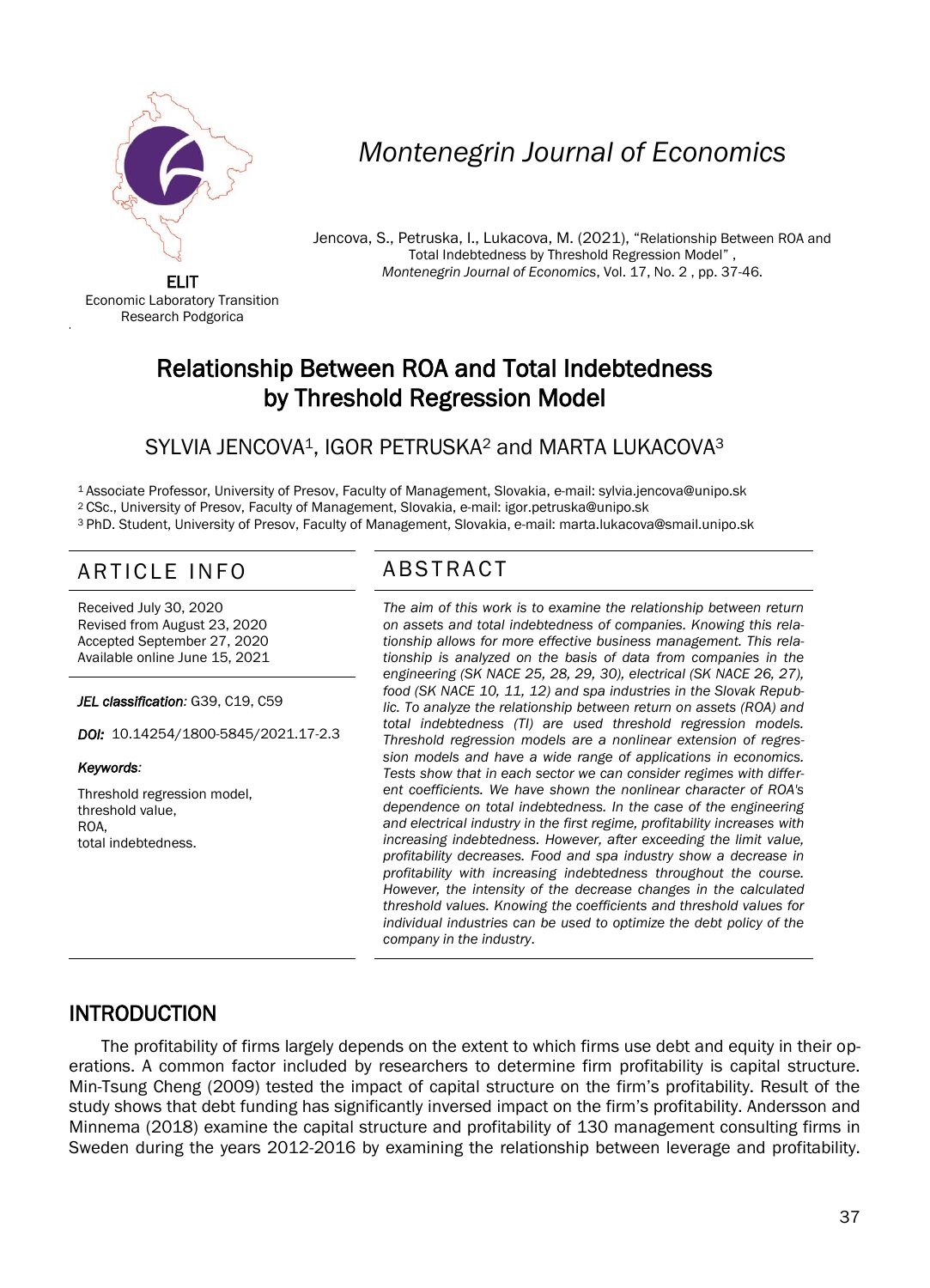ELIT
Economic Laboratory Transition Research Podgorica

*Montenegrin Journal of Economics*

Jencova, S., Petruska, I., Lukacova, M. (2021), "Relationship Between ROA and Total Indebtedness by Threshold Regression Model", *Montenegrin Journal of Economics*, Vol. 17, No. 2 , pp. 37-46.

# Relationship Between ROA and Total Indebtedness by Threshold Regression Model

SYLVIA JENCOVA[1], IGOR PETRUSKA[2] and MARTA LUKACOVA[3]

[1] Associate Professor, University of Presov, Faculty of Management, Slovakia, e-mail: sylvia.jencova@unipo.sk
[2] CSc., University of Presov, Faculty of Management, Slovakia, e-mail: igor.petruska@unipo.sk
[3] PhD. Student, University of Presov, Faculty of Management, Slovakia, e-mail: marta.lukacova@smail.unipo.sk

## ARTICLE INFO

Received July 30, 2020
Revised from August 23, 2020
Accepted September 27, 2020
Available online June 15, 2021

***JEL classification:*** G39, C19, C59

***DOI:*** 10.14254/1800-5845/2021.17-2.3

***Keywords:***

Threshold regression model,
threshold value,
ROA,
total indebtedness.

## ABSTRACT

*The aim of this work is to examine the relationship between return on assets and total indebtedness of companies. Knowing this relationship allows for more effective business management. This relationship is analyzed on the basis of data from companies in the engineering (SK NACE 25, 28, 29, 30), electrical (SK NACE 26, 27), food (SK NACE 10, 11, 12) and spa industries in the Slovak Republic. To analyze the relationship between return on assets (ROA) and total indebtedness (TI) are used threshold regression models. Threshold regression models are a nonlinear extension of regression models and have a wide range of applications in economics. Tests show that in each sector we can consider regimes with different coefficients. We have shown the nonlinear character of ROA's dependence on total indebtedness. In the case of the engineering and electrical industry in the first regime, profitability increases with increasing indebtedness. However, after exceeding the limit value, profitability decreases. Food and spa industry show a decrease in profitability with increasing indebtedness throughout the course. However, the intensity of the decrease changes in the calculated threshold values. Knowing the coefficients and threshold values for individual industries can be used to optimize the debt policy of the company in the industry.*

## INTRODUCTION

The profitability of firms largely depends on the extent to which firms use debt and equity in their operations. A common factor included by researchers to determine firm profitability is capital structure. Min-Tsung Cheng (2009) tested the impact of capital structure on the firm's profitability. Result of the study shows that debt funding has significantly inversed impact on the firm's profitability. Andersson and Minnema (2018) examine the capital structure and profitability of 130 management consulting firms in Sweden during the years 2012-2016 by examining the relationship between leverage and profitability.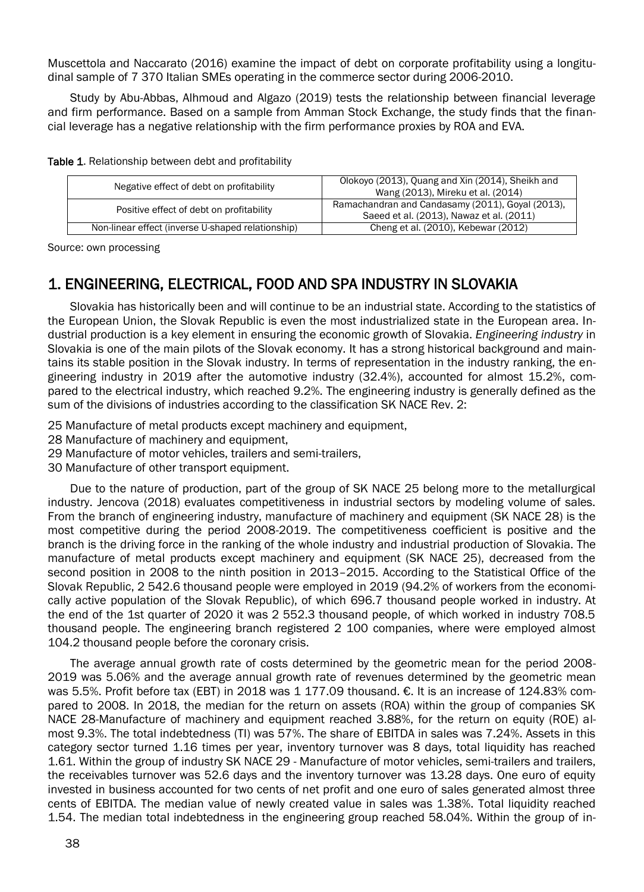Muscettola and Naccarato (2016) examine the impact of debt on corporate profitability using a longitudinal sample of 7 370 Italian SMEs operating in the commerce sector during 2006-2010.

Study by Abu-Abbas, Alhmoud and Algazo (2019) tests the relationship between financial leverage and firm performance. Based on a sample from Amman Stock Exchange, the study finds that the financial leverage has a negative relationship with the firm performance proxies by ROA and EVA.

**Table 1**. Relationship between debt and profitability

| | |
|---|---|
| Negative effect of debt on profitability | Olokoyo (2013), Quang and Xin (2014), Sheikh and Wang (2013), Mireku et al. (2014) |
| Positive effect of debt on profitability | Ramachandran and Candasamy (2011), Goyal (2013), Saeed et al. (2013), Nawaz et al. (2011) |
| Non-linear effect (inverse U-shaped relationship) | Cheng et al. (2010), Kebewar (2012) |

Source: own processing

## 1. ENGINEERING, ELECTRICAL, FOOD AND SPA INDUSTRY IN SLOVAKIA

Slovakia has historically been and will continue to be an industrial state. According to the statistics of the European Union, the Slovak Republic is even the most industrialized state in the European area. Industrial production is a key element in ensuring the economic growth of Slovakia. *Engineering industry* in Slovakia is one of the main pilots of the Slovak economy. It has a strong historical background and maintains its stable position in the Slovak industry. In terms of representation in the industry ranking, the engineering industry in 2019 after the automotive industry (32.4%), accounted for almost 15.2%, compared to the electrical industry, which reached 9.2%. The engineering industry is generally defined as the sum of the divisions of industries according to the classification SK NACE Rev. 2:

25 Manufacture of metal products except machinery and equipment,
28 Manufacture of machinery and equipment,
29 Manufacture of motor vehicles, trailers and semi-trailers,
30 Manufacture of other transport equipment.

Due to the nature of production, part of the group of SK NACE 25 belong more to the metallurgical industry. Jencova (2018) evaluates competitiveness in industrial sectors by modeling volume of sales. From the branch of engineering industry, manufacture of machinery and equipment (SK NACE 28) is the most competitive during the period 2008-2019. The competitiveness coefficient is positive and the branch is the driving force in the ranking of the whole industry and industrial production of Slovakia. The manufacture of metal products except machinery and equipment (SK NACE 25), decreased from the second position in 2008 to the ninth position in 2013–2015. According to the Statistical Office of the Slovak Republic, 2 542.6 thousand people were employed in 2019 (94.2% of workers from the economically active population of the Slovak Republic), of which 696.7 thousand people worked in industry. At the end of the 1st quarter of 2020 it was 2 552.3 thousand people, of which worked in industry 708.5 thousand people. The engineering branch registered 2 100 companies, where were employed almost 104.2 thousand people before the coronary crisis.

The average annual growth rate of costs determined by the geometric mean for the period 2008-2019 was 5.06% and the average annual growth rate of revenues determined by the geometric mean was 5.5%. Profit before tax (EBT) in 2018 was 1 177.09 thousand. €. It is an increase of 124.83% compared to 2008. In 2018, the median for the return on assets (ROA) within the group of companies SK NACE 28-Manufacture of machinery and equipment reached 3.88%, for the return on equity (ROE) almost 9.3%. The total indebtedness (TI) was 57%. The share of EBITDA in sales was 7.24%. Assets in this category sector turned 1.16 times per year, inventory turnover was 8 days, total liquidity has reached 1.61. Within the group of industry SK NACE 29 - Manufacture of motor vehicles, semi-trailers and trailers, the receivables turnover was 52.6 days and the inventory turnover was 13.28 days. One euro of equity invested in business accounted for two cents of net profit and one euro of sales generated almost three cents of EBITDA. The median value of newly created value in sales was 1.38%. Total liquidity reached 1.54. The median total indebtedness in the engineering group reached 58.04%. Within the group of in-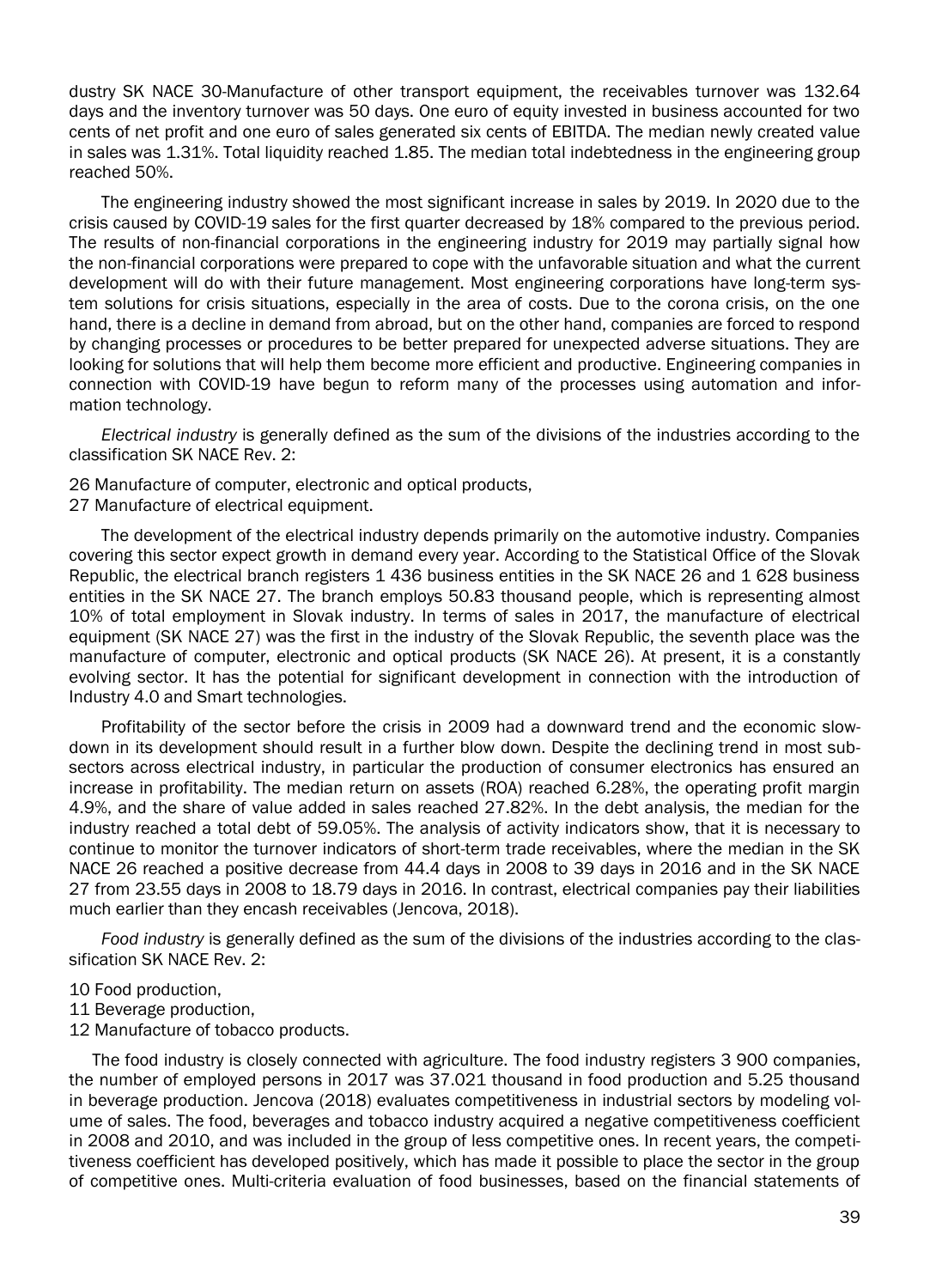dustry SK NACE 30-Manufacture of other transport equipment, the receivables turnover was 132.64 days and the inventory turnover was 50 days. One euro of equity invested in business accounted for two cents of net profit and one euro of sales generated six cents of EBITDA. The median newly created value in sales was 1.31%. Total liquidity reached 1.85. The median total indebtedness in the engineering group reached 50%.

The engineering industry showed the most significant increase in sales by 2019. In 2020 due to the crisis caused by COVID-19 sales for the first quarter decreased by 18% compared to the previous period. The results of non-financial corporations in the engineering industry for 2019 may partially signal how the non-financial corporations were prepared to cope with the unfavorable situation and what the current development will do with their future management. Most engineering corporations have long-term system solutions for crisis situations, especially in the area of costs. Due to the corona crisis, on the one hand, there is a decline in demand from abroad, but on the other hand, companies are forced to respond by changing processes or procedures to be better prepared for unexpected adverse situations. They are looking for solutions that will help them become more efficient and productive. Engineering companies in connection with COVID-19 have begun to reform many of the processes using automation and information technology.

*Electrical industry* is generally defined as the sum of the divisions of the industries according to the classification SK NACE Rev. 2:

26 Manufacture of computer, electronic and optical products,  
27 Manufacture of electrical equipment.

The development of the electrical industry depends primarily on the automotive industry. Companies covering this sector expect growth in demand every year. According to the Statistical Office of the Slovak Republic, the electrical branch registers 1 436 business entities in the SK NACE 26 and 1 628 business entities in the SK NACE 27. The branch employs 50.83 thousand people, which is representing almost 10% of total employment in Slovak industry. In terms of sales in 2017, the manufacture of electrical equipment (SK NACE 27) was the first in the industry of the Slovak Republic, the seventh place was the manufacture of computer, electronic and optical products (SK NACE 26). At present, it is a constantly evolving sector. It has the potential for significant development in connection with the introduction of Industry 4.0 and Smart technologies.

Profitability of the sector before the crisis in 2009 had a downward trend and the economic slowdown in its development should result in a further blow down. Despite the declining trend in most subsectors across electrical industry, in particular the production of consumer electronics has ensured an increase in profitability. The median return on assets (ROA) reached 6.28%, the operating profit margin 4.9%, and the share of value added in sales reached 27.82%. In the debt analysis, the median for the industry reached a total debt of 59.05%. The analysis of activity indicators show, that it is necessary to continue to monitor the turnover indicators of short-term trade receivables, where the median in the SK NACE 26 reached a positive decrease from 44.4 days in 2008 to 39 days in 2016 and in the SK NACE 27 from 23.55 days in 2008 to 18.79 days in 2016. In contrast, electrical companies pay their liabilities much earlier than they encash receivables (Jencova, 2018).

*Food industry* is generally defined as the sum of the divisions of the industries according to the classification SK NACE Rev. 2:

10 Food production,  
11 Beverage production,  
12 Manufacture of tobacco products.

The food industry is closely connected with agriculture. The food industry registers 3 900 companies, the number of employed persons in 2017 was 37.021 thousand in food production and 5.25 thousand in beverage production. Jencova (2018) evaluates competitiveness in industrial sectors by modeling volume of sales. The food, beverages and tobacco industry acquired a negative competitiveness coefficient in 2008 and 2010, and was included in the group of less competitive ones. In recent years, the competitiveness coefficient has developed positively, which has made it possible to place the sector in the group of competitive ones. Multi-criteria evaluation of food businesses, based on the financial statements of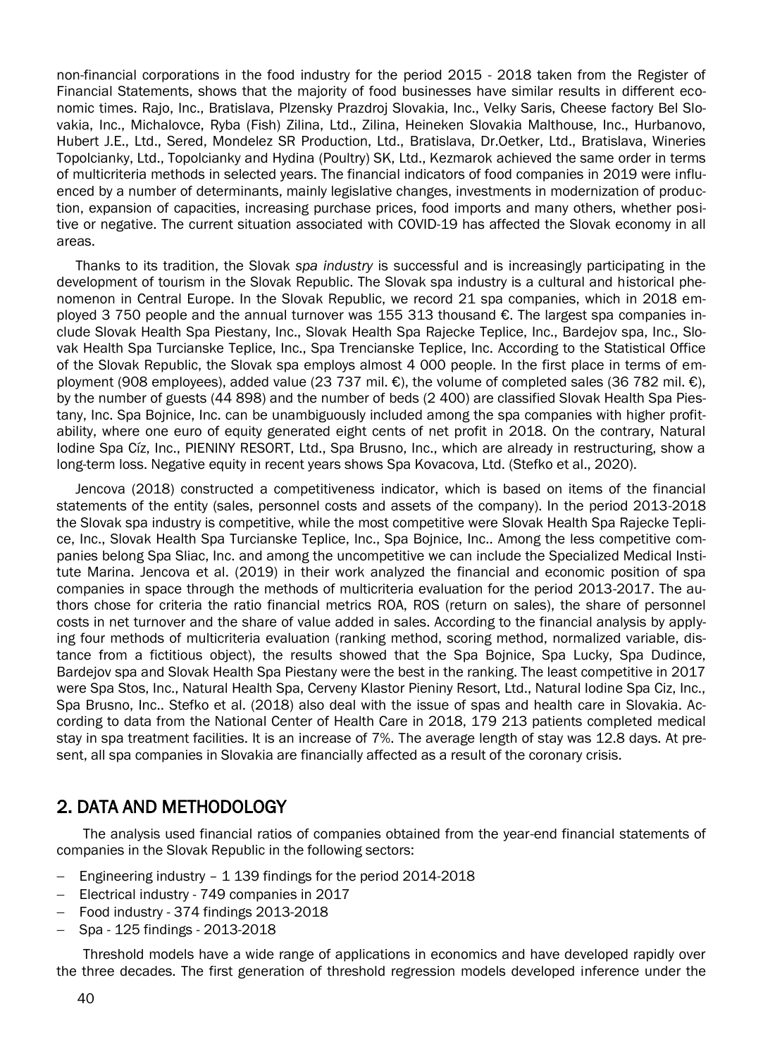non-financial corporations in the food industry for the period 2015 - 2018 taken from the Register of Financial Statements, shows that the majority of food businesses have similar results in different economic times. Rajo, Inc., Bratislava, Plzensky Prazdroj Slovakia, Inc., Velky Saris, Cheese factory Bel Slovakia, Inc., Michalovce, Ryba (Fish) Zilina, Ltd., Zilina, Heineken Slovakia Malthouse, Inc., Hurbanovo, Hubert J.E., Ltd., Sered, Mondelez SR Production, Ltd., Bratislava, Dr.Oetker, Ltd., Bratislava, Wineries Topolcianky, Ltd., Topolcianky and Hydina (Poultry) SK, Ltd., Kezmarok achieved the same order in terms of multicriteria methods in selected years. The financial indicators of food companies in 2019 were influenced by a number of determinants, mainly legislative changes, investments in modernization of production, expansion of capacities, increasing purchase prices, food imports and many others, whether positive or negative. The current situation associated with COVID-19 has affected the Slovak economy in all areas.

Thanks to its tradition, the Slovak *spa industry* is successful and is increasingly participating in the development of tourism in the Slovak Republic. The Slovak spa industry is a cultural and historical phenomenon in Central Europe. In the Slovak Republic, we record 21 spa companies, which in 2018 employed 3 750 people and the annual turnover was 155 313 thousand €. The largest spa companies include Slovak Health Spa Piestany, Inc., Slovak Health Spa Rajecke Teplice, Inc., Bardejov spa, Inc., Slovak Health Spa Turcianske Teplice, Inc., Spa Trencianske Teplice, Inc. According to the Statistical Office of the Slovak Republic, the Slovak spa employs almost 4 000 people. In the first place in terms of employment (908 employees), added value (23 737 mil. €), the volume of completed sales (36 782 mil. €), by the number of guests (44 898) and the number of beds (2 400) are classified Slovak Health Spa Piestany, Inc. Spa Bojnice, Inc. can be unambiguously included among the spa companies with higher profitability, where one euro of equity generated eight cents of net profit in 2018. On the contrary, Natural Iodine Spa Cíz, Inc., PIENINY RESORT, Ltd., Spa Brusno, Inc., which are already in restructuring, show a long-term loss. Negative equity in recent years shows Spa Kovacova, Ltd. (Stefko et al., 2020).

Jencova (2018) constructed a competitiveness indicator, which is based on items of the financial statements of the entity (sales, personnel costs and assets of the company). In the period 2013-2018 the Slovak spa industry is competitive, while the most competitive were Slovak Health Spa Rajecke Teplice, Inc., Slovak Health Spa Turcianske Teplice, Inc., Spa Bojnice, Inc.. Among the less competitive companies belong Spa Sliac, Inc. and among the uncompetitive we can include the Specialized Medical Institute Marina. Jencova et al. (2019) in their work analyzed the financial and economic position of spa companies in space through the methods of multicriteria evaluation for the period 2013-2017. The authors chose for criteria the ratio financial metrics ROA, ROS (return on sales), the share of personnel costs in net turnover and the share of value added in sales. According to the financial analysis by applying four methods of multicriteria evaluation (ranking method, scoring method, normalized variable, distance from a fictitious object), the results showed that the Spa Bojnice, Spa Lucky, Spa Dudince, Bardejov spa and Slovak Health Spa Piestany were the best in the ranking. The least competitive in 2017 were Spa Stos, Inc., Natural Health Spa, Cerveny Klastor Pieniny Resort, Ltd., Natural Iodine Spa Ciz, Inc., Spa Brusno, Inc.. Stefko et al. (2018) also deal with the issue of spas and health care in Slovakia. According to data from the National Center of Health Care in 2018, 179 213 patients completed medical stay in spa treatment facilities. It is an increase of 7%. The average length of stay was 12.8 days. At present, all spa companies in Slovakia are financially affected as a result of the coronary crisis.

## 2. DATA AND METHODOLOGY

The analysis used financial ratios of companies obtained from the year-end financial statements of companies in the Slovak Republic in the following sectors:

- Engineering industry – 1 139 findings for the period 2014-2018
- Electrical industry - 749 companies in 2017
- Food industry - 374 findings 2013-2018
- Spa - 125 findings - 2013-2018

Threshold models have a wide range of applications in economics and have developed rapidly over the three decades. The first generation of threshold regression models developed inference under the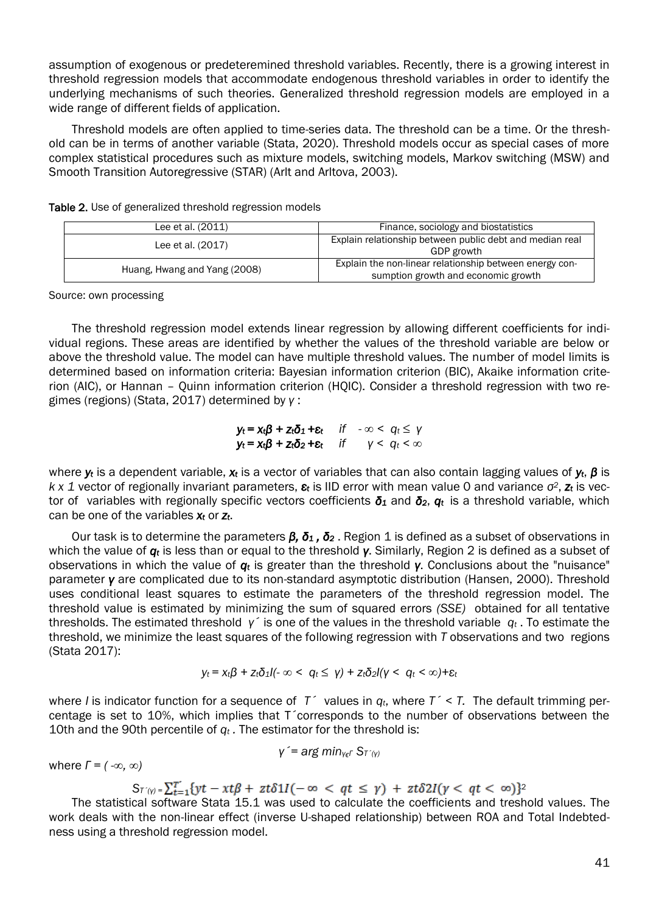assumption of exogenous or predeteremined threshold variables. Recently, there is a growing interest in threshold regression models that accommodate endogenous threshold variables in order to identify the underlying mechanisms of such theories. Generalized threshold regression models are employed in a wide range of different fields of application.

Threshold models are often applied to time-series data. The threshold can be a time. Or the threshold can be in terms of another variable (Stata, 2020). Threshold models occur as special cases of more complex statistical procedures such as mixture models, switching models, Markov switching (MSW) and Smooth Transition Autoregressive (STAR) (Arlt and Arltova, 2003).

**Table 2.** Use of generalized threshold regression models

| | |
|---|---|
| Lee et al. (2011) | Finance, sociology and biostatistics |
| Lee et al. (2017) | Explain relationship between public debt and median real GDP growth |
| Huang, Hwang and Yang (2008) | Explain the non-linear relationship between energy consumption growth and economic growth |

Source: own processing

The threshold regression model extends linear regression by allowing different coefficients for individual regions. These areas are identified by whether the values of the threshold variable are below or above the threshold value. The model can have multiple threshold values. The number of model limits is determined based on information criteria: Bayesian information criterion (BIC), Akaike information criterion (AIC), or Hannan – Quinn information criterion (HQIC). Consider a threshold regression with two regimes (regions) (Stata, 2017) determined by $\gamma$ :

$$\begin{aligned} y_t &= x_t\beta + z_t\delta_1 + \varepsilon_t \quad \text{if} \quad -\infty < q_t \leq \gamma \\ y_t &= x_t\beta + z_t\delta_2 + \varepsilon_t \quad \text{if} \quad \gamma < q_t < \infty \end{aligned}$$

where $y_t$ is a dependent variable, $x_t$ is a vector of variables that can also contain lagging values of $y_t$, $\beta$ is $k \times 1$ vector of regionally invariant parameters, $\varepsilon_t$ is IID error with mean value 0 and variance $\sigma^2$, $z_t$ is vector of variables with regionally specific vectors coefficients $\delta_1$ and $\delta_2$, $q_t$ is a threshold variable, which can be one of the variables $x_t$ or $z_t$.

Our task is to determine the parameters $\beta$, $\delta_1$, $\delta_2$. Region 1 is defined as a subset of observations in which the value of $q_t$ is less than or equal to the threshold $\gamma$. Similarly, Region 2 is defined as a subset of observations in which the value of $q_t$ is greater than the threshold $\gamma$. Conclusions about the "nuisance" parameter $\gamma$ are complicated due to its non-standard asymptotic distribution (Hansen, 2000). Threshold uses conditional least squares to estimate the parameters of the threshold regression model. The threshold value is estimated by minimizing the sum of squared errors *(SSE)* obtained for all tentative thresholds. The estimated threshold $\gamma'$ is one of the values in the threshold variable $q_t$. To estimate the threshold, we minimize the least squares of the following regression with $T$ observations and two regions (Stata 2017):

$$y_t = x_t\beta + z_t\delta_1 I(-\infty < q_t \leq \gamma) + z_t\delta_2 I(\gamma < q_t < \infty) + \varepsilon_t$$

where $I$ is indicator function for a sequence of $T'$ values in $q_t$, where $T' < T$. The default trimming percentage is set to 10%, which implies that $T'$ corresponds to the number of observations between the 10th and the 90th percentile of $q_t$. The estimator for the threshold is:

$$\gamma' = \arg\min_{\gamma \in \Gamma} S_{T'}(\gamma)$$

where $\Gamma = (-\infty, \infty)$

$$S_{T'}(\gamma) = \sum_{t=1}^{T'} \{y_t - x_t\beta + z_t\delta_1 I(-\infty < q_t \leq \gamma) + z_t\delta_2 I(\gamma < q_t < \infty)\}^2$$

The statistical software Stata 15.1 was used to calculate the coefficients and treshold values. The work deals with the non-linear effect (inverse U-shaped relationship) between ROA and Total Indebtedness using a threshold regression model.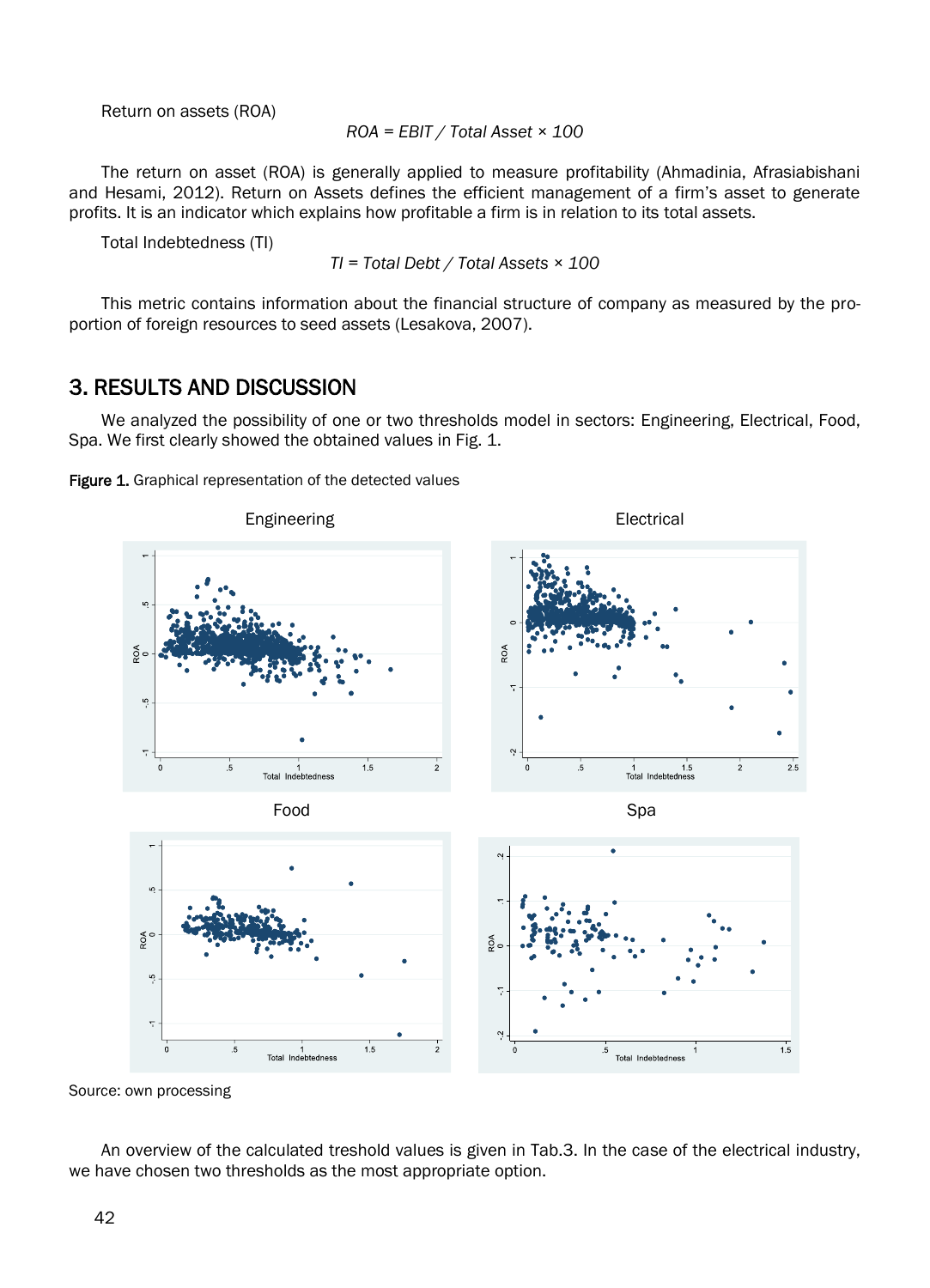Return on assets (ROA)

$$ROA = EBIT / Total\ Asset \times 100$$

The return on asset (ROA) is generally applied to measure profitability (Ahmadinia, Afrasiabishani and Hesami, 2012). Return on Assets defines the efficient management of a firm's asset to generate profits. It is an indicator which explains how profitable a firm is in relation to its total assets.

Total Indebtedness (TI)

$$TI = Total\ Debt / Total\ Assets \times 100$$

This metric contains information about the financial structure of company as measured by the proportion of foreign resources to seed assets (Lesakova, 2007).

## 3. RESULTS AND DISCUSSION

We analyzed the possibility of one or two thresholds model in sectors: Engineering, Electrical, Food, Spa. We first clearly showed the obtained values in Fig. 1.

**Figure 1.** Graphical representation of the detected values

Source: own processing

An overview of the calculated treshold values is given in Tab.3. In the case of the electrical industry, we have chosen two thresholds as the most appropriate option.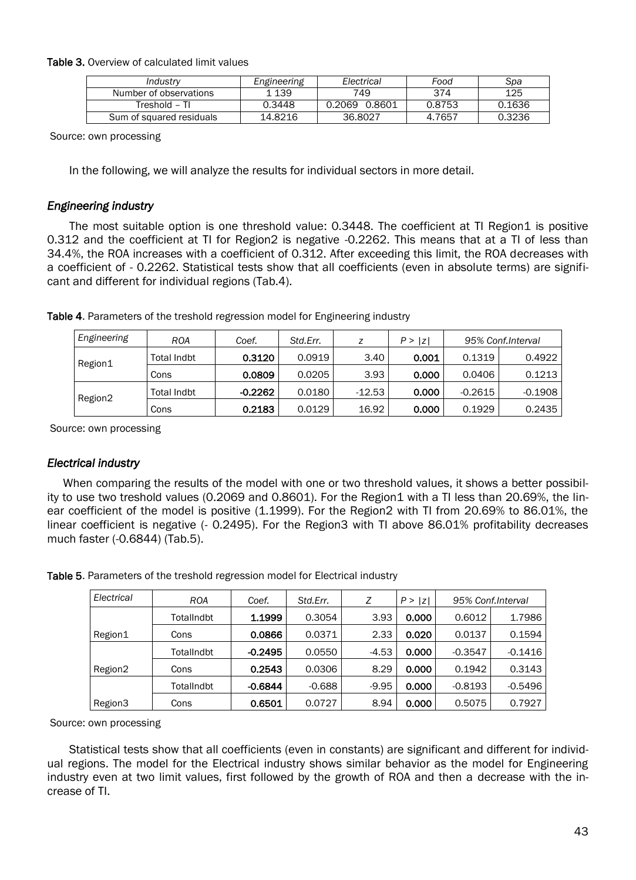**Table 3.** Overview of calculated limit values

| *Industry* | *Engineering* | *Electrical* | *Food* | *Spa* |
|---|---|---|---|---|
| Number of observations | 1 139 | 749 | 374 | 125 |
| Treshold – TI | 0.3448 | 0.2069 0.8601 | 0.8753 | 0.1636 |
| Sum of squared residuals | 14.8216 | 36.8027 | 4.7657 | 0.3236 |

Source: own processing

In the following, we will analyze the results for individual sectors in more detail.

### *Engineering industry*

The most suitable option is one threshold value: 0.3448. The coefficient at TI Region1 is positive 0.312 and the coefficient at TI for Region2 is negative -0.2262. This means that at a TI of less than 34.4%, the ROA increases with a coefficient of 0.312. After exceeding this limit, the ROA decreases with a coefficient of - 0.2262. Statistical tests show that all coefficients (even in absolute terms) are significant and different for individual regions (Tab.4).

**Table 4**. Parameters of the treshold regression model for Engineering industry

| *Engineering* | *ROA* | *Coef.* | *Std.Err.* | *z* | *P > \|z\|* | *95% Conf.Interval* | |
|---|---|---|---|---|---|---|---|
| Region1 | Total Indbt | **0.3120** | 0.0919 | 3.40 | **0.001** | 0.1319 | 0.4922 |
| | Cons | **0.0809** | 0.0205 | 3.93 | **0.000** | 0.0406 | 0.1213 |
| Region2 | Total Indbt | **-0.2262** | 0.0180 | -12.53 | **0.000** | -0.2615 | -0.1908 |
| | Cons | **0.2183** | 0.0129 | 16.92 | **0.000** | 0.1929 | 0.2435 |

Source: own processing

### *Electrical industry*

When comparing the results of the model with one or two threshold values, it shows a better possibility to use two treshold values (0.2069 and 0.8601). For the Region1 with a TI less than 20.69%, the linear coefficient of the model is positive (1.1999). For the Region2 with TI from 20.69% to 86.01%, the linear coefficient is negative (- 0.2495). For the Region3 with TI above 86.01% profitability decreases much faster (-0.6844) (Tab.5).

**Table 5**. Parameters of the treshold regression model for Electrical industry

| *Electrical* | *ROA* | *Coef.* | *Std.Err.* | *Z* | *P > \|z\|* | *95% Conf.Interval* | |
|---|---|---|---|---|---|---|---|
| Region1 | TotalIndbt | **1.1999** | 0.3054 | 3.93 | **0.000** | 0.6012 | 1.7986 |
| | Cons | **0.0866** | 0.0371 | 2.33 | **0.020** | 0.0137 | 0.1594 |
| Region2 | TotalIndbt | **-0.2495** | 0.0550 | -4.53 | **0.000** | -0.3547 | -0.1416 |
| | Cons | **0.2543** | 0.0306 | 8.29 | **0.000** | 0.1942 | 0.3143 |
| Region3 | TotalIndbt | **-0.6844** | -0.688 | -9.95 | **0.000** | -0.8193 | -0.5496 |
| | Cons | **0.6501** | 0.0727 | 8.94 | **0.000** | 0.5075 | 0.7927 |

Source: own processing

Statistical tests show that all coefficients (even in constants) are significant and different for individual regions. The model for the Electrical industry shows similar behavior as the model for Engineering industry even at two limit values, first followed by the growth of ROA and then a decrease with the increase of TI.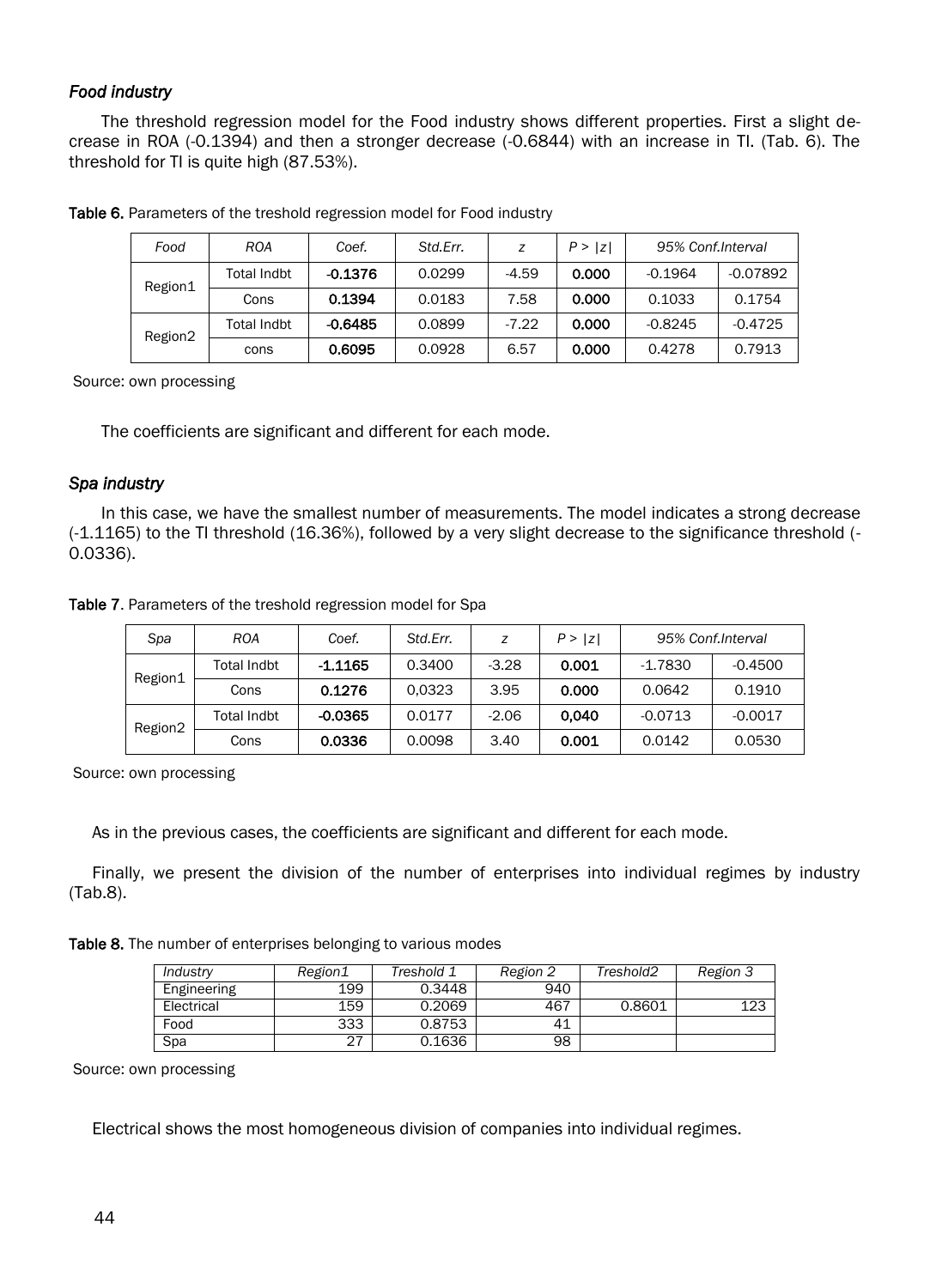### *Food industry*

The threshold regression model for the Food industry shows different properties. First a slight decrease in ROA (-0.1394) and then a stronger decrease (-0.6844) with an increase in TI. (Tab. 6). The threshold for TI is quite high (87.53%).

**Table 6.** Parameters of the treshold regression model for Food industry

| *Food* | *ROA* | *Coef.* | *Std.Err.* | *z* | *P > \|z\|* | *95% Conf.Interval* | |
|---|---|---|---|---|---|---|---|
| Region1 | Total Indbt | **-0.1376** | 0.0299 | -4.59 | **0.000** | -0.1964 | -0.07892 |
| | Cons | **0.1394** | 0.0183 | 7.58 | **0.000** | 0.1033 | 0.1754 |
| Region2 | Total Indbt | **-0.6485** | 0.0899 | -7.22 | **0.000** | -0.8245 | -0.4725 |
| | cons | **0.6095** | 0.0928 | 6.57 | **0.000** | 0.4278 | 0.7913 |

Source: own processing

The coefficients are significant and different for each mode.

### *Spa industry*

In this case, we have the smallest number of measurements. The model indicates a strong decrease (-1.1165) to the TI threshold (16.36%), followed by a very slight decrease to the significance threshold (-0.0336).

**Table 7**. Parameters of the treshold regression model for Spa

| *Spa* | *ROA* | *Coef.* | *Std.Err.* | *z* | *P > \|z\|* | *95% Conf.Interval* | |
|---|---|---|---|---|---|---|---|
| Region1 | Total Indbt | **-1.1165** | 0.3400 | -3.28 | **0.001** | -1.7830 | -0.4500 |
| | Cons | **0.1276** | 0,0323 | 3.95 | **0.000** | 0.0642 | 0.1910 |
| Region2 | Total Indbt | **-0.0365** | 0.0177 | -2.06 | **0,040** | -0.0713 | -0.0017 |
| | Cons | **0.0336** | 0.0098 | 3.40 | **0.001** | 0.0142 | 0.0530 |

Source: own processing

As in the previous cases, the coefficients are significant and different for each mode.

Finally, we present the division of the number of enterprises into individual regimes by industry (Tab.8).

**Table 8.** The number of enterprises belonging to various modes

| *Industry* | *Region1* | *Treshold 1* | *Region 2* | *Treshold2* | *Region 3* |
|---|---|---|---|---|---|
| Engineering | 199 | 0.3448 | 940 | | |
| Electrical | 159 | 0.2069 | 467 | 0.8601 | 123 |
| Food | 333 | 0.8753 | 41 | | |
| Spa | 27 | 0.1636 | 98 | | |

Source: own processing

Electrical shows the most homogeneous division of companies into individual regimes.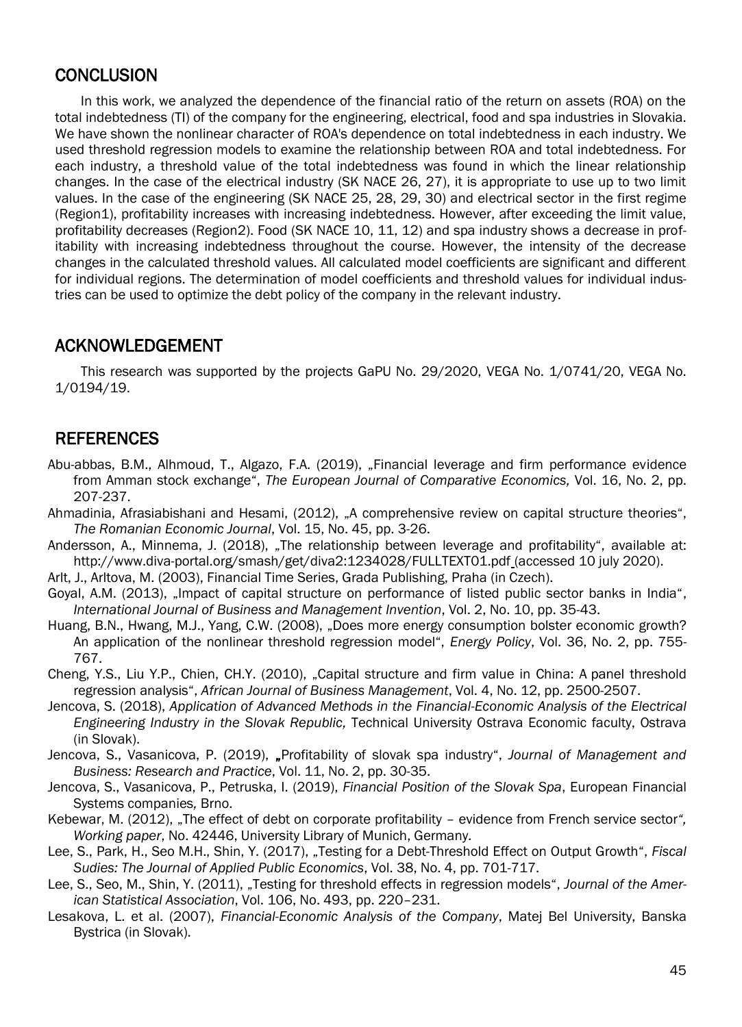## CONCLUSION

In this work, we analyzed the dependence of the financial ratio of the return on assets (ROA) on the total indebtedness (TI) of the company for the engineering, electrical, food and spa industries in Slovakia. We have shown the nonlinear character of ROA's dependence on total indebtedness in each industry. We used threshold regression models to examine the relationship between ROA and total indebtedness. For each industry, a threshold value of the total indebtedness was found in which the linear relationship changes. In the case of the electrical industry (SK NACE 26, 27), it is appropriate to use up to two limit values. In the case of the engineering (SK NACE 25, 28, 29, 30) and electrical sector in the first regime (Region1), profitability increases with increasing indebtedness. However, after exceeding the limit value, profitability decreases (Region2). Food (SK NACE 10, 11, 12) and spa industry shows a decrease in profitability with increasing indebtedness throughout the course. However, the intensity of the decrease changes in the calculated threshold values. All calculated model coefficients are significant and different for individual regions. The determination of model coefficients and threshold values for individual industries can be used to optimize the debt policy of the company in the relevant industry.

## ACKNOWLEDGEMENT

This research was supported by the projects GaPU No. 29/2020, VEGA No. 1/0741/20, VEGA No. 1/0194/19.

## REFERENCES

Abu-abbas, B.M., Alhmoud, T., Algazo, F.A. (2019), „Financial leverage and firm performance evidence from Amman stock exchange“, *The European Journal of Comparative Economics,* Vol. 16, No. 2, pp. 207-237.

Ahmadinia, Afrasiabishani and Hesami, (2012), „A comprehensive review on capital structure theories“, *The Romanian Economic Journal*, Vol. 15, No. 45, pp. 3-26.

Andersson, A., Minnema, J. (2018), „The relationship between leverage and profitability“, available at: http://www.diva-portal.org/smash/get/diva2:1234028/FULLTEXT01.pdf (accessed 10 july 2020).

Arlt, J., Arltova, M. (2003), Financial Time Series, Grada Publishing, Praha (in Czech).

Goyal, A.M. (2013), „Impact of capital structure on performance of listed public sector banks in India“, *International Journal of Business and Management Invention*, Vol. 2, No. 10, pp. 35-43.

Huang, B.N., Hwang, M.J., Yang, C.W. (2008), „Does more energy consumption bolster economic growth? An application of the nonlinear threshold regression model“, *Energy Policy*, Vol. 36, No. 2, pp. 755-767.

Cheng, Y.S., Liu Y.P., Chien, CH.Y. (2010), „Capital structure and firm value in China: A panel threshold regression analysis“, *African Journal of Business Management*, Vol. 4, No. 12, pp. 2500-2507.

Jencova, S. (2018), *Application of Advanced Methods in the Financial-Economic Analysis of the Electrical Engineering Industry in the Slovak Republic,* Technical University Ostrava Economic faculty, Ostrava (in Slovak).

Jencova, S., Vasanicova, P. (2019), „Profitability of slovak spa industry“, *Journal of Management and Business: Research and Practice*, Vol. 11, No. 2, pp. 30-35.

Jencova, S., Vasanicova, P., Petruska, I. (2019), *Financial Position of the Slovak Spa*, European Financial Systems companies*,* Brno.

Kebewar, M. (2012), „The effect of debt on corporate profitability – evidence from French service sector*“, Working paper*, No. 42446, University Library of Munich, Germany.

Lee, S., Park, H., Seo M.H., Shin, Y. (2017), „Testing for a Debt-Threshold Effect on Output Growth“, *Fiscal Sudies: The Journal of Applied Public Economics*, Vol. 38, No. 4, pp. 701-717.

Lee, S., Seo, M., Shin, Y. (2011), „Testing for threshold effects in regression models“, *Journal of the American Statistical Association*, Vol. 106, No. 493, pp. 220–231.

Lesakova, L. et al. (2007), *Financial-Economic Analysis of the Company*, Matej Bel University, Banska Bystrica (in Slovak).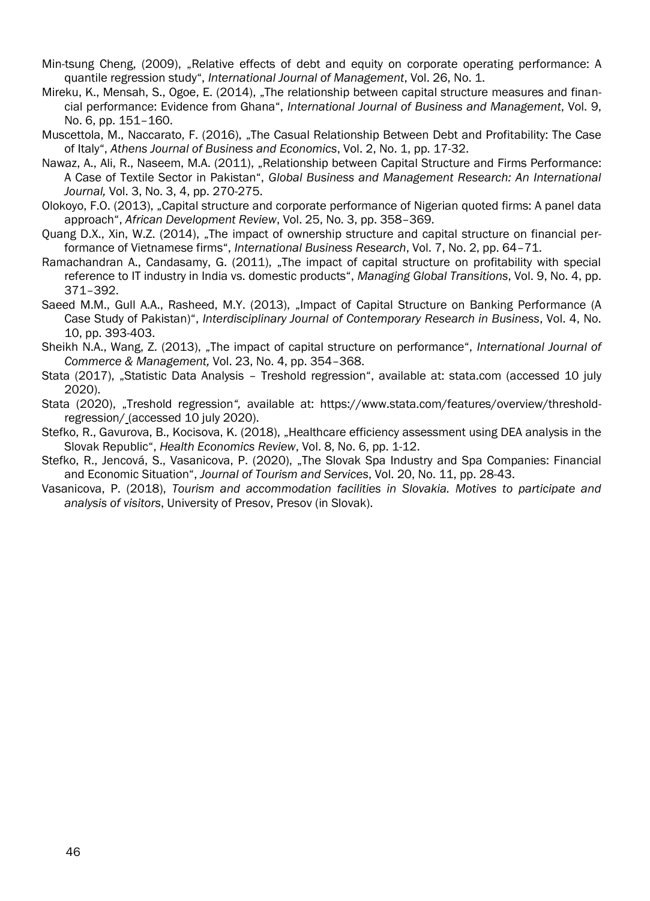Min-tsung Cheng, (2009), „Relative effects of debt and equity on corporate operating performance: A quantile regression study“, *International Journal of Management*, Vol. 26, No. 1.

Mireku, K., Mensah, S., Ogoe, E. (2014), „The relationship between capital structure measures and financial performance: Evidence from Ghana“, *International Journal of Business and Management*, Vol. 9, No. 6, pp. 151–160.

Muscettola, M., Naccarato, F. (2016), „The Casual Relationship Between Debt and Profitability: The Case of Italy“, *Athens Journal of Business and Economics*, Vol. 2, No. 1, pp. 17-32.

Nawaz, A., Ali, R., Naseem, M.A. (2011), „Relationship between Capital Structure and Firms Performance: A Case of Textile Sector in Pakistan“, *Global Business and Management Research: An International Journal,* Vol. 3, No. 3, 4, pp. 270-275.

Olokoyo, F.O. (2013), „Capital structure and corporate performance of Nigerian quoted firms: A panel data approach“, *African Development Review*, Vol. 25, No. 3, pp. 358–369.

Quang D.X., Xin, W.Z. (2014), „The impact of ownership structure and capital structure on financial performance of Vietnamese firms“, *International Business Research*, Vol. 7, No. 2, pp. 64–71.

Ramachandran A., Candasamy, G. (2011), „The impact of capital structure on profitability with special reference to IT industry in India vs. domestic products“, *Managing Global Transitions*, Vol. 9, No. 4, pp. 371–392.

Saeed M.M., Gull A.A., Rasheed, M.Y. (2013), „Impact of Capital Structure on Banking Performance (A Case Study of Pakistan)“, *Interdisciplinary Journal of Contemporary Research in Business*, Vol. 4, No. 10, pp. 393-403.

Sheikh N.A., Wang, Z. (2013), „The impact of capital structure on performance“, *International Journal of Commerce & Management,* Vol. 23, No. 4, pp. 354–368.

Stata (2017), „Statistic Data Analysis – Treshold regression“, available at: stata.com (accessed 10 july 2020).

Stata (2020), „Treshold regression*“,* available at: https://www.stata.com/features/overview/threshold-regression/ (accessed 10 july 2020).

Stefko, R., Gavurova, B., Kocisova, K. (2018), „Healthcare efficiency assessment using DEA analysis in the Slovak Republic“, *Health Economics Review*, Vol. 8, No. 6, pp. 1-12.

Stefko, R., Jencová, S., Vasanicova, P. (2020), „The Slovak Spa Industry and Spa Companies: Financial and Economic Situation“, *Journal of Tourism and Services*, Vol. 20, No. 11, pp. 28-43.

Vasanicova, P. (2018), *Tourism and accommodation facilities in Slovakia. Motives to participate and analysis of visitors*, University of Presov, Presov (in Slovak).